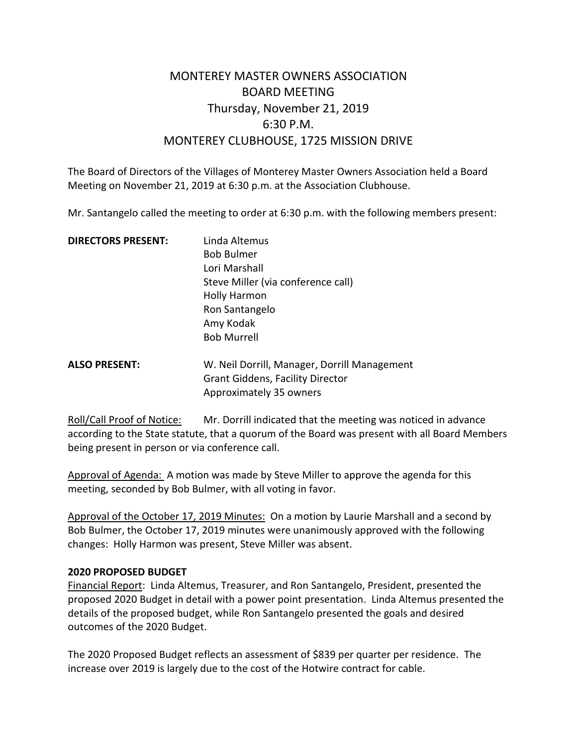# MONTEREY MASTER OWNERS ASSOCIATION
## BOARD MEETING
## Thursday, November 21, 2019
## 6:30 P.M.
## MONTEREY CLUBHOUSE, 1725 MISSION DRIVE

The Board of Directors of the Villages of Monterey Master Owners Association held a Board Meeting on November 21, 2019 at 6:30 p.m. at the Association Clubhouse.

Mr. Santangelo called the meeting to order at 6:30 p.m. with the following members present:

**DIRECTORS PRESENT:**
Linda Altemus
Bob Bulmer
Lori Marshall
Steve Miller (via conference call)
Holly Harmon
Ron Santangelo
Amy Kodak
Bob Murrell

**ALSO PRESENT:**
W. Neil Dorrill, Manager, Dorrill Management
Grant Giddens, Facility Director
Approximately 35 owners

Roll/Call Proof of Notice: Mr. Dorrill indicated that the meeting was noticed in advance according to the State statute, that a quorum of the Board was present with all Board Members being present in person or via conference call.

Approval of Agenda: A motion was made by Steve Miller to approve the agenda for this meeting, seconded by Bob Bulmer, with all voting in favor.

Approval of the October 17, 2019 Minutes: On a motion by Laurie Marshall and a second by Bob Bulmer, the October 17, 2019 minutes were unanimously approved with the following changes: Holly Harmon was present, Steve Miller was absent.

**2020 PROPOSED BUDGET**

Financial Report: Linda Altemus, Treasurer, and Ron Santangelo, President, presented the proposed 2020 Budget in detail with a power point presentation. Linda Altemus presented the details of the proposed budget, while Ron Santangelo presented the goals and desired outcomes of the 2020 Budget.

The 2020 Proposed Budget reflects an assessment of $839 per quarter per residence. The increase over 2019 is largely due to the cost of the Hotwire contract for cable.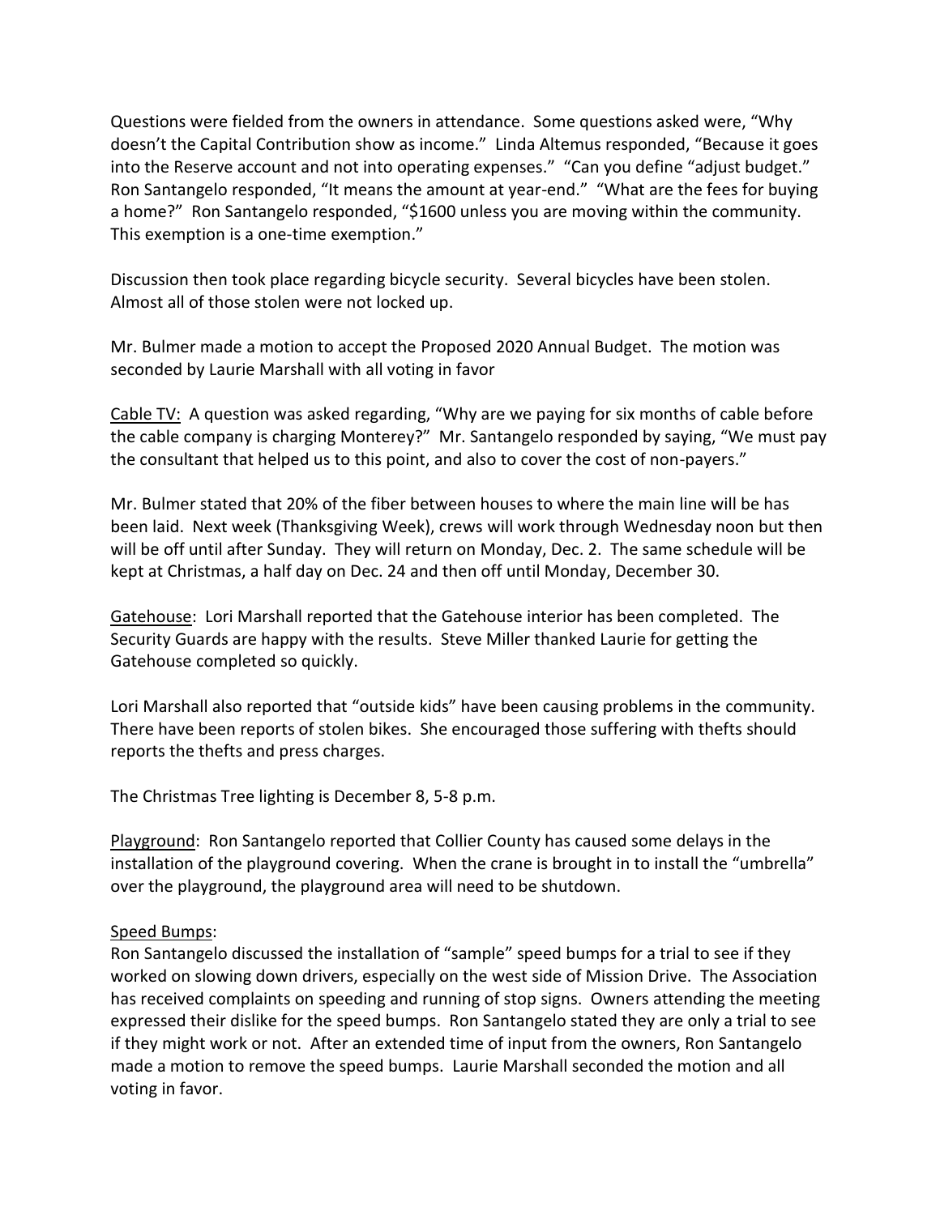Questions were fielded from the owners in attendance. Some questions asked were, "Why doesn't the Capital Contribution show as income." Linda Altemus responded, "Because it goes into the Reserve account and not into operating expenses." "Can you define "adjust budget." Ron Santangelo responded, "It means the amount at year-end." "What are the fees for buying a home?" Ron Santangelo responded, "$1600 unless you are moving within the community. This exemption is a one-time exemption."

Discussion then took place regarding bicycle security. Several bicycles have been stolen. Almost all of those stolen were not locked up.

Mr. Bulmer made a motion to accept the Proposed 2020 Annual Budget. The motion was seconded by Laurie Marshall with all voting in favor

<u>Cable TV</u>: A question was asked regarding, "Why are we paying for six months of cable before the cable company is charging Monterey?" Mr. Santangelo responded by saying, "We must pay the consultant that helped us to this point, and also to cover the cost of non-payers."

Mr. Bulmer stated that 20% of the fiber between houses to where the main line will be has been laid. Next week (Thanksgiving Week), crews will work through Wednesday noon but then will be off until after Sunday. They will return on Monday, Dec. 2. The same schedule will be kept at Christmas, a half day on Dec. 24 and then off until Monday, December 30.

<u>Gatehouse</u>: Lori Marshall reported that the Gatehouse interior has been completed. The Security Guards are happy with the results. Steve Miller thanked Laurie for getting the Gatehouse completed so quickly.

Lori Marshall also reported that "outside kids" have been causing problems in the community. There have been reports of stolen bikes. She encouraged those suffering with thefts should reports the thefts and press charges.

The Christmas Tree lighting is December 8, 5-8 p.m.

<u>Playground</u>: Ron Santangelo reported that Collier County has caused some delays in the installation of the playground covering. When the crane is brought in to install the "umbrella" over the playground, the playground area will need to be shutdown.

<u>Speed Bumps</u>:
Ron Santangelo discussed the installation of "sample" speed bumps for a trial to see if they worked on slowing down drivers, especially on the west side of Mission Drive. The Association has received complaints on speeding and running of stop signs. Owners attending the meeting expressed their dislike for the speed bumps. Ron Santangelo stated they are only a trial to see if they might work or not. After an extended time of input from the owners, Ron Santangelo made a motion to remove the speed bumps. Laurie Marshall seconded the motion and all voting in favor.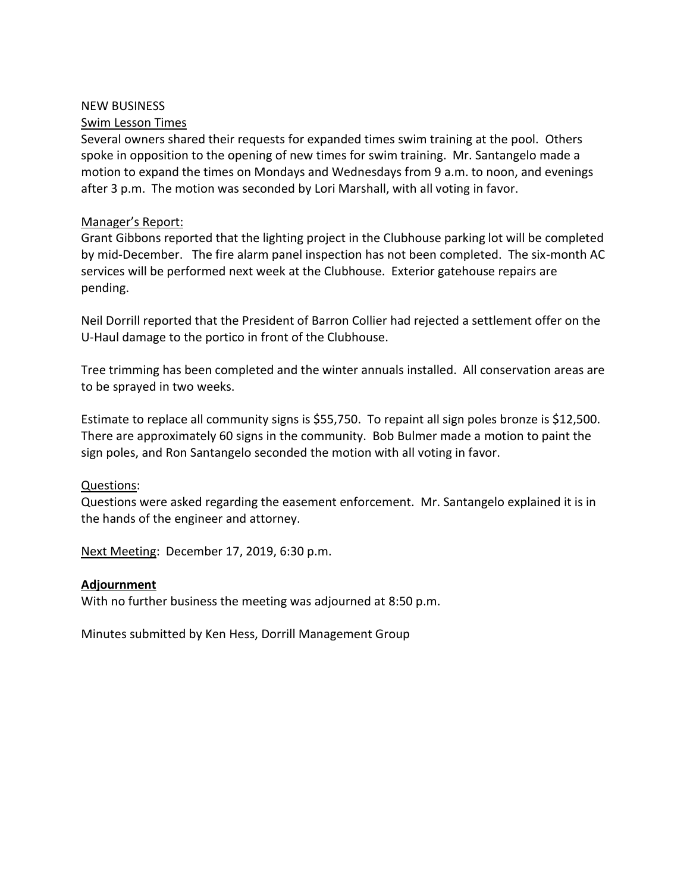NEW BUSINESS

Swim Lesson Times

Several owners shared their requests for expanded times swim training at the pool. Others spoke in opposition to the opening of new times for swim training. Mr. Santangelo made a motion to expand the times on Mondays and Wednesdays from 9 a.m. to noon, and evenings after 3 p.m. The motion was seconded by Lori Marshall, with all voting in favor.

Manager's Report:

Grant Gibbons reported that the lighting project in the Clubhouse parking lot will be completed by mid-December. The fire alarm panel inspection has not been completed. The six-month AC services will be performed next week at the Clubhouse. Exterior gatehouse repairs are pending.

Neil Dorrill reported that the President of Barron Collier had rejected a settlement offer on the U-Haul damage to the portico in front of the Clubhouse.

Tree trimming has been completed and the winter annuals installed. All conservation areas are to be sprayed in two weeks.

Estimate to replace all community signs is $55,750. To repaint all sign poles bronze is $12,500. There are approximately 60 signs in the community. Bob Bulmer made a motion to paint the sign poles, and Ron Santangelo seconded the motion with all voting in favor.

Questions:

Questions were asked regarding the easement enforcement. Mr. Santangelo explained it is in the hands of the engineer and attorney.

Next Meeting: December 17, 2019, 6:30 p.m.

**Adjournment**

With no further business the meeting was adjourned at 8:50 p.m.

Minutes submitted by Ken Hess, Dorrill Management Group